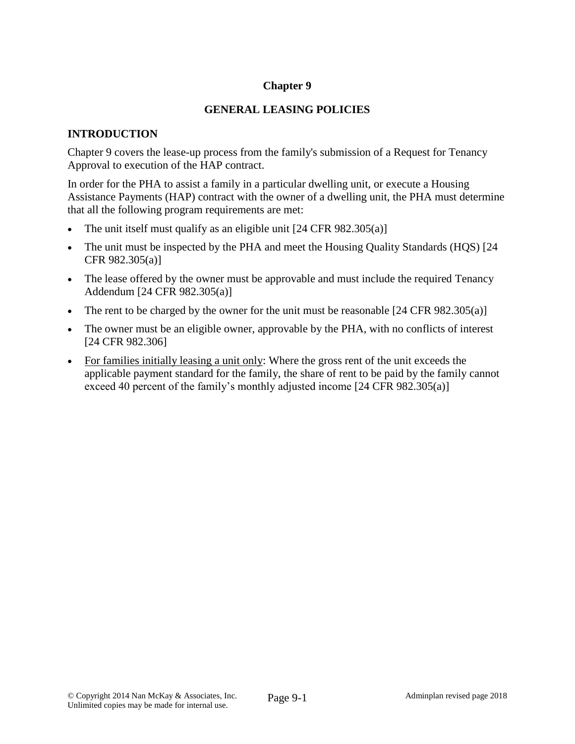# Chapter 9

## GENERAL LEASING POLICIES

### INTRODUCTION

Chapter 9 covers the lease-up process from the family's submission of a Request for Tenancy Approval to execution of the HAP contract.

In order for the PHA to assist a family in a particular dwelling unit, or execute a Housing Assistance Payments (HAP) contract with the owner of a dwelling unit, the PHA must determine that all the following program requirements are met:

- The unit itself must qualify as an eligible unit [24 CFR 982.305(a)]
- The unit must be inspected by the PHA and meet the Housing Quality Standards (HQS) [24 CFR 982.305(a)]
- The lease offered by the owner must be approvable and must include the required Tenancy Addendum [24 CFR 982.305(a)]
- The rent to be charged by the owner for the unit must be reasonable [24 CFR 982.305(a)]
- The owner must be an eligible owner, approvable by the PHA, with no conflicts of interest [24 CFR 982.306]
- <u>For families initially leasing a unit only</u>: Where the gross rent of the unit exceeds the applicable payment standard for the family, the share of rent to be paid by the family cannot exceed 40 percent of the family's monthly adjusted income [24 CFR 982.305(a)]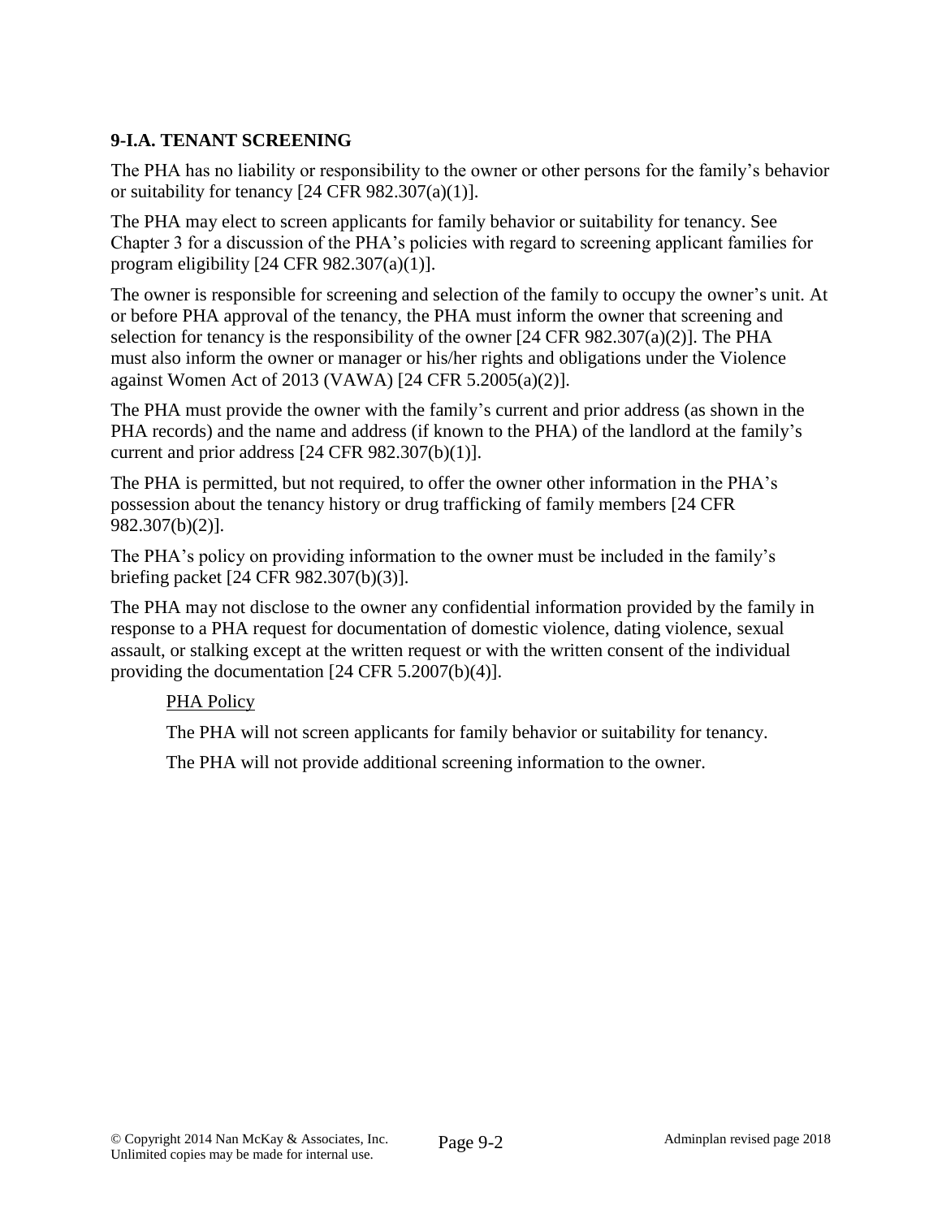### 9-I.A. TENANT SCREENING

The PHA has no liability or responsibility to the owner or other persons for the family's behavior or suitability for tenancy [24 CFR 982.307(a)(1)].

The PHA may elect to screen applicants for family behavior or suitability for tenancy. See Chapter 3 for a discussion of the PHA's policies with regard to screening applicant families for program eligibility [24 CFR 982.307(a)(1)].

The owner is responsible for screening and selection of the family to occupy the owner's unit. At or before PHA approval of the tenancy, the PHA must inform the owner that screening and selection for tenancy is the responsibility of the owner [24 CFR 982.307(a)(2)]. The PHA must also inform the owner or manager or his/her rights and obligations under the Violence against Women Act of 2013 (VAWA) [24 CFR 5.2005(a)(2)].

The PHA must provide the owner with the family's current and prior address (as shown in the PHA records) and the name and address (if known to the PHA) of the landlord at the family's current and prior address [24 CFR 982.307(b)(1)].

The PHA is permitted, but not required, to offer the owner other information in the PHA's possession about the tenancy history or drug trafficking of family members [24 CFR 982.307(b)(2)].

The PHA's policy on providing information to the owner must be included in the family's briefing packet [24 CFR 982.307(b)(3)].

The PHA may not disclose to the owner any confidential information provided by the family in response to a PHA request for documentation of domestic violence, dating violence, sexual assault, or stalking except at the written request or with the written consent of the individual providing the documentation [24 CFR 5.2007(b)(4)].

> PHA Policy
>
> The PHA will not screen applicants for family behavior or suitability for tenancy.
>
> The PHA will not provide additional screening information to the owner.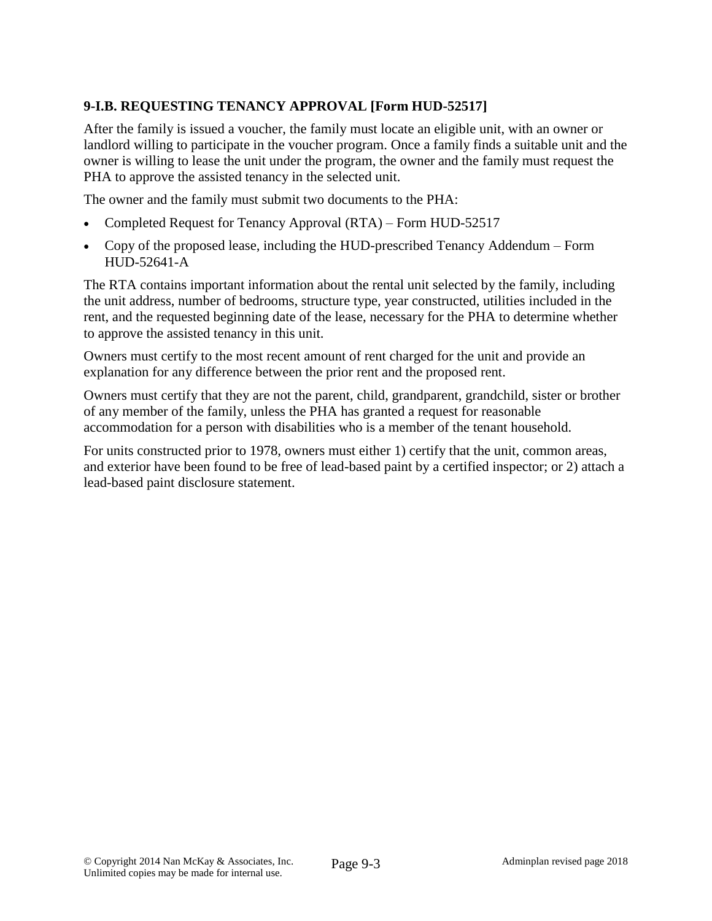### 9-I.B. REQUESTING TENANCY APPROVAL [Form HUD-52517]

After the family is issued a voucher, the family must locate an eligible unit, with an owner or landlord willing to participate in the voucher program. Once a family finds a suitable unit and the owner is willing to lease the unit under the program, the owner and the family must request the PHA to approve the assisted tenancy in the selected unit.

The owner and the family must submit two documents to the PHA:

- Completed Request for Tenancy Approval (RTA) – Form HUD-52517
- Copy of the proposed lease, including the HUD-prescribed Tenancy Addendum – Form HUD-52641-A

The RTA contains important information about the rental unit selected by the family, including the unit address, number of bedrooms, structure type, year constructed, utilities included in the rent, and the requested beginning date of the lease, necessary for the PHA to determine whether to approve the assisted tenancy in this unit.

Owners must certify to the most recent amount of rent charged for the unit and provide an explanation for any difference between the prior rent and the proposed rent.

Owners must certify that they are not the parent, child, grandparent, grandchild, sister or brother of any member of the family, unless the PHA has granted a request for reasonable accommodation for a person with disabilities who is a member of the tenant household.

For units constructed prior to 1978, owners must either 1) certify that the unit, common areas, and exterior have been found to be free of lead-based paint by a certified inspector; or 2) attach a lead-based paint disclosure statement.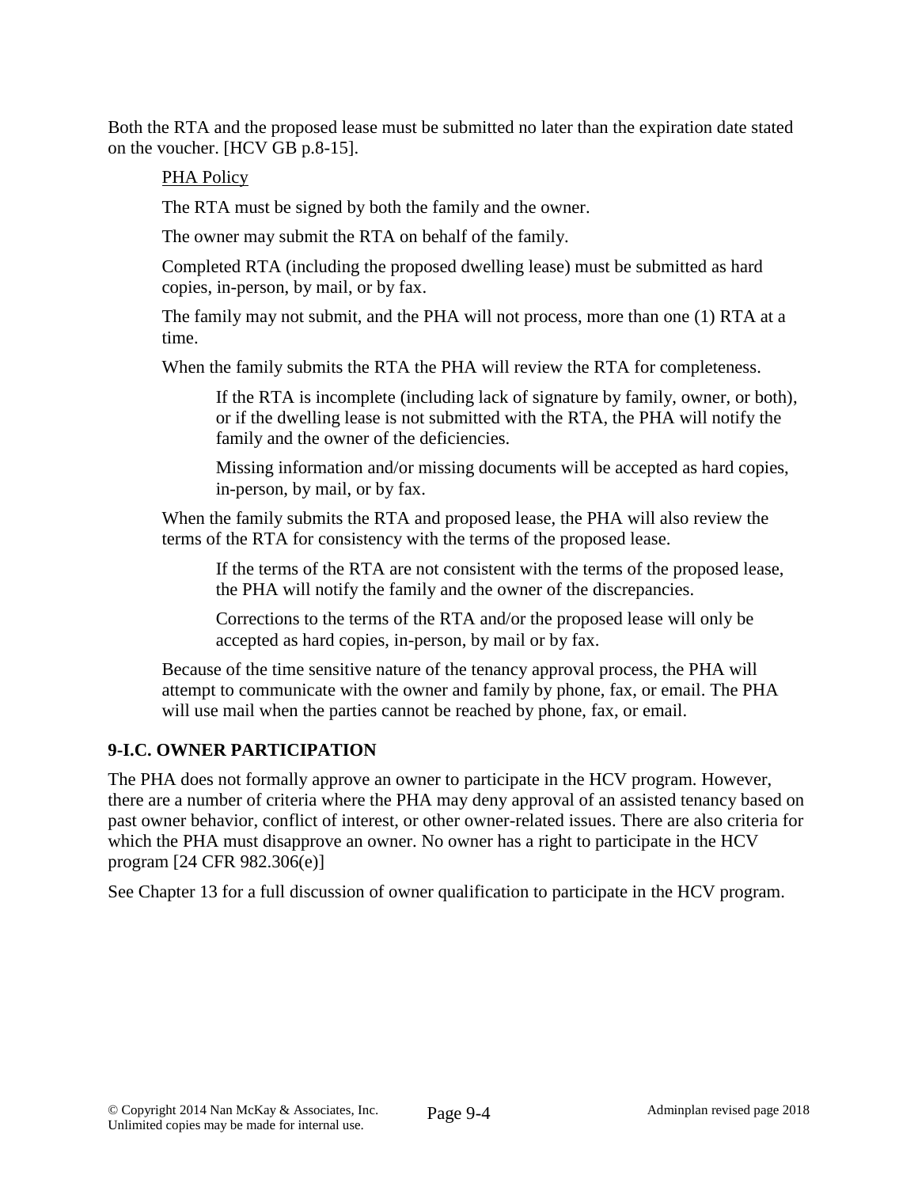Both the RTA and the proposed lease must be submitted no later than the expiration date stated on the voucher. [HCV GB p.8-15].

PHA Policy

The RTA must be signed by both the family and the owner.

The owner may submit the RTA on behalf of the family.

Completed RTA (including the proposed dwelling lease) must be submitted as hard copies, in-person, by mail, or by fax.

The family may not submit, and the PHA will not process, more than one (1) RTA at a time.

When the family submits the RTA the PHA will review the RTA for completeness.

If the RTA is incomplete (including lack of signature by family, owner, or both), or if the dwelling lease is not submitted with the RTA, the PHA will notify the family and the owner of the deficiencies.

Missing information and/or missing documents will be accepted as hard copies, in-person, by mail, or by fax.

When the family submits the RTA and proposed lease, the PHA will also review the terms of the RTA for consistency with the terms of the proposed lease.

If the terms of the RTA are not consistent with the terms of the proposed lease, the PHA will notify the family and the owner of the discrepancies.

Corrections to the terms of the RTA and/or the proposed lease will only be accepted as hard copies, in-person, by mail or by fax.

Because of the time sensitive nature of the tenancy approval process, the PHA will attempt to communicate with the owner and family by phone, fax, or email. The PHA will use mail when the parties cannot be reached by phone, fax, or email.

### 9-I.C. OWNER PARTICIPATION

The PHA does not formally approve an owner to participate in the HCV program. However, there are a number of criteria where the PHA may deny approval of an assisted tenancy based on past owner behavior, conflict of interest, or other owner-related issues. There are also criteria for which the PHA must disapprove an owner. No owner has a right to participate in the HCV program [24 CFR 982.306(e)]

See Chapter 13 for a full discussion of owner qualification to participate in the HCV program.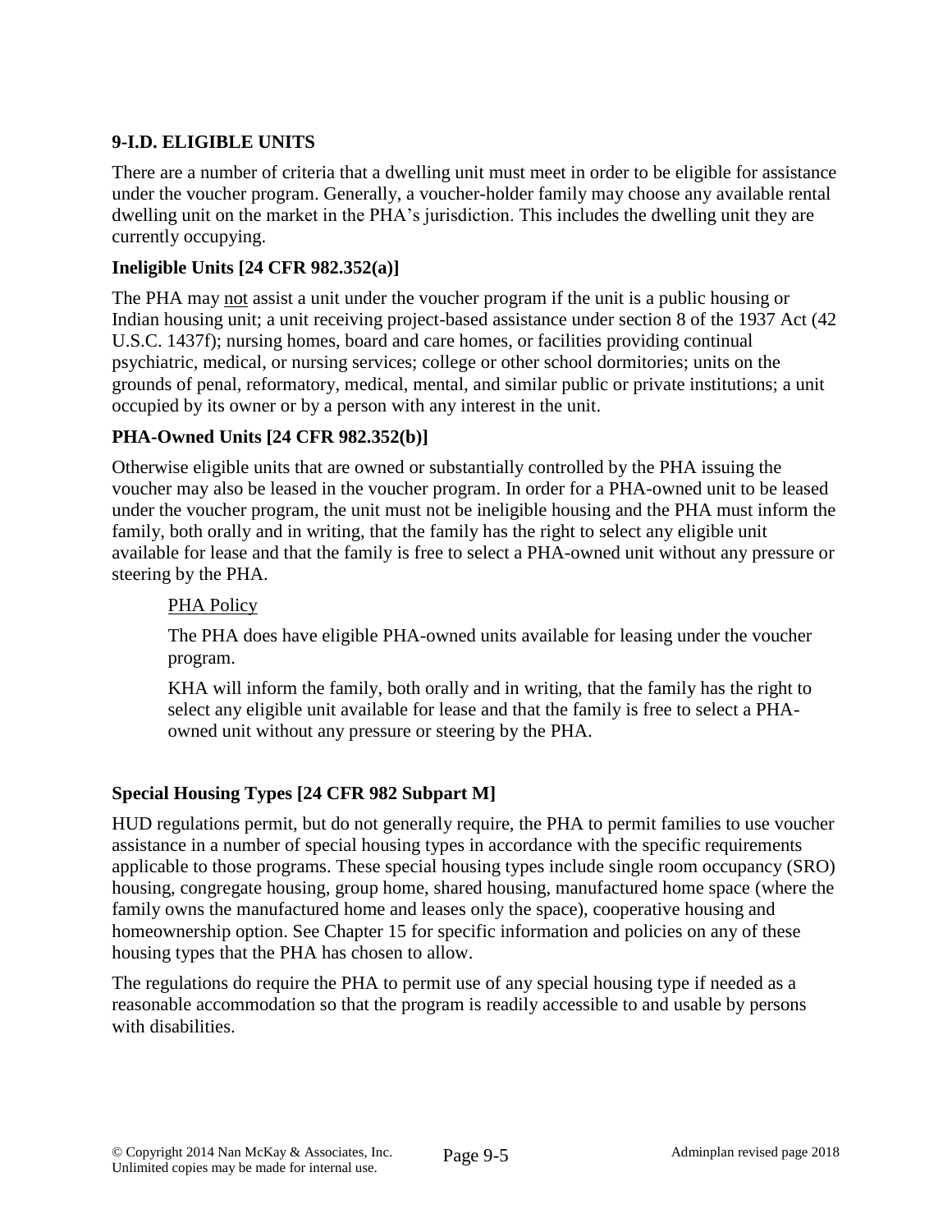## 9-I.D. ELIGIBLE UNITS

There are a number of criteria that a dwelling unit must meet in order to be eligible for assistance under the voucher program. Generally, a voucher-holder family may choose any available rental dwelling unit on the market in the PHA's jurisdiction. This includes the dwelling unit they are currently occupying.

### Ineligible Units [24 CFR 982.352(a)]

The PHA may not assist a unit under the voucher program if the unit is a public housing or Indian housing unit; a unit receiving project-based assistance under section 8 of the 1937 Act (42 U.S.C. 1437f); nursing homes, board and care homes, or facilities providing continual psychiatric, medical, or nursing services; college or other school dormitories; units on the grounds of penal, reformatory, medical, mental, and similar public or private institutions; a unit occupied by its owner or by a person with any interest in the unit.

### PHA-Owned Units [24 CFR 982.352(b)]

Otherwise eligible units that are owned or substantially controlled by the PHA issuing the voucher may also be leased in the voucher program. In order for a PHA-owned unit to be leased under the voucher program, the unit must not be ineligible housing and the PHA must inform the family, both orally and in writing, that the family has the right to select any eligible unit available for lease and that the family is free to select a PHA-owned unit without any pressure or steering by the PHA.

> PHA Policy
>
> The PHA does have eligible PHA-owned units available for leasing under the voucher program.
>
> KHA will inform the family, both orally and in writing, that the family has the right to select any eligible unit available for lease and that the family is free to select a PHA-owned unit without any pressure or steering by the PHA.

### Special Housing Types [24 CFR 982 Subpart M]

HUD regulations permit, but do not generally require, the PHA to permit families to use voucher assistance in a number of special housing types in accordance with the specific requirements applicable to those programs. These special housing types include single room occupancy (SRO) housing, congregate housing, group home, shared housing, manufactured home space (where the family owns the manufactured home and leases only the space), cooperative housing and homeownership option. See Chapter 15 for specific information and policies on any of these housing types that the PHA has chosen to allow.

The regulations do require the PHA to permit use of any special housing type if needed as a reasonable accommodation so that the program is readily accessible to and usable by persons with disabilities.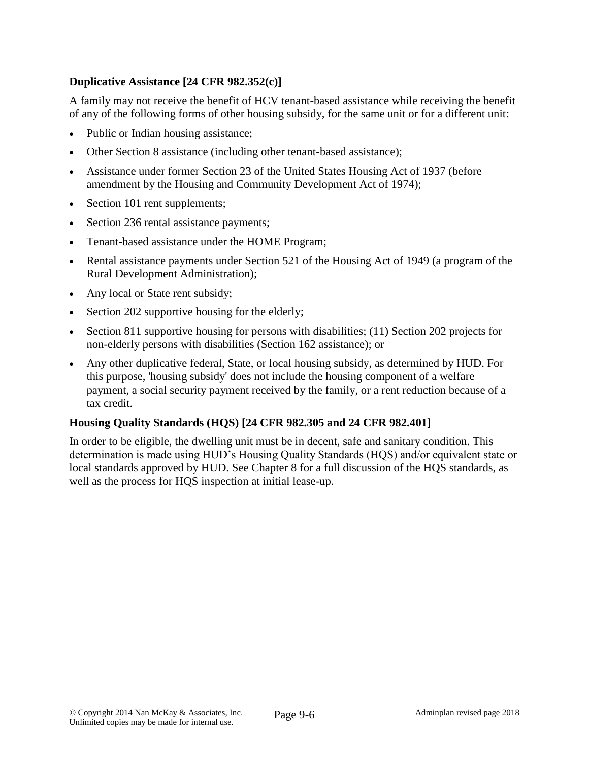**Duplicative Assistance [24 CFR 982.352(c)]**

A family may not receive the benefit of HCV tenant-based assistance while receiving the benefit of any of the following forms of other housing subsidy, for the same unit or for a different unit:

- Public or Indian housing assistance;
- Other Section 8 assistance (including other tenant-based assistance);
- Assistance under former Section 23 of the United States Housing Act of 1937 (before amendment by the Housing and Community Development Act of 1974);
- Section 101 rent supplements;
- Section 236 rental assistance payments;
- Tenant-based assistance under the HOME Program;
- Rental assistance payments under Section 521 of the Housing Act of 1949 (a program of the Rural Development Administration);
- Any local or State rent subsidy;
- Section 202 supportive housing for the elderly;
- Section 811 supportive housing for persons with disabilities; (11) Section 202 projects for non-elderly persons with disabilities (Section 162 assistance); or
- Any other duplicative federal, State, or local housing subsidy, as determined by HUD. For this purpose, 'housing subsidy' does not include the housing component of a welfare payment, a social security payment received by the family, or a rent reduction because of a tax credit.

**Housing Quality Standards (HQS) [24 CFR 982.305 and 24 CFR 982.401]**

In order to be eligible, the dwelling unit must be in decent, safe and sanitary condition. This determination is made using HUD's Housing Quality Standards (HQS) and/or equivalent state or local standards approved by HUD. See Chapter 8 for a full discussion of the HQS standards, as well as the process for HQS inspection at initial lease-up.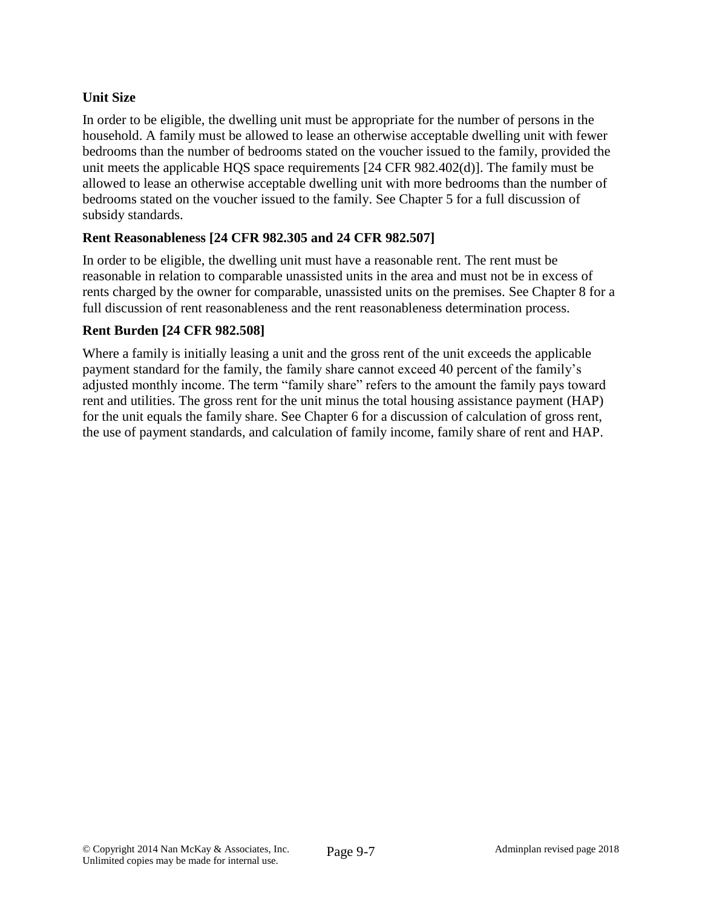**Unit Size**

In order to be eligible, the dwelling unit must be appropriate for the number of persons in the household. A family must be allowed to lease an otherwise acceptable dwelling unit with fewer bedrooms than the number of bedrooms stated on the voucher issued to the family, provided the unit meets the applicable HQS space requirements [24 CFR 982.402(d)]. The family must be allowed to lease an otherwise acceptable dwelling unit with more bedrooms than the number of bedrooms stated on the voucher issued to the family. See Chapter 5 for a full discussion of subsidy standards.

**Rent Reasonableness [24 CFR 982.305 and 24 CFR 982.507]**

In order to be eligible, the dwelling unit must have a reasonable rent. The rent must be reasonable in relation to comparable unassisted units in the area and must not be in excess of rents charged by the owner for comparable, unassisted units on the premises. See Chapter 8 for a full discussion of rent reasonableness and the rent reasonableness determination process.

**Rent Burden [24 CFR 982.508]**

Where a family is initially leasing a unit and the gross rent of the unit exceeds the applicable payment standard for the family, the family share cannot exceed 40 percent of the family's adjusted monthly income. The term "family share" refers to the amount the family pays toward rent and utilities. The gross rent for the unit minus the total housing assistance payment (HAP) for the unit equals the family share. See Chapter 6 for a discussion of calculation of gross rent, the use of payment standards, and calculation of family income, family share of rent and HAP.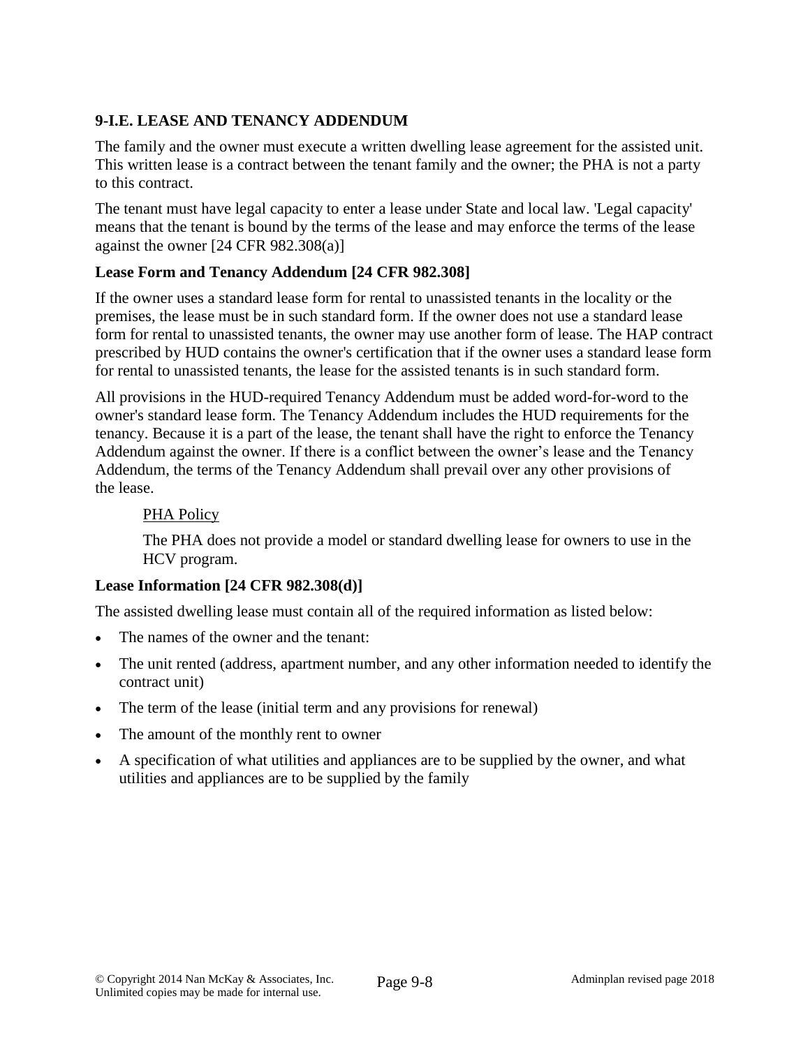## 9-I.E. LEASE AND TENANCY ADDENDUM

The family and the owner must execute a written dwelling lease agreement for the assisted unit. This written lease is a contract between the tenant family and the owner; the PHA is not a party to this contract.

The tenant must have legal capacity to enter a lease under State and local law. 'Legal capacity' means that the tenant is bound by the terms of the lease and may enforce the terms of the lease against the owner [24 CFR 982.308(a)]

### Lease Form and Tenancy Addendum [24 CFR 982.308]

If the owner uses a standard lease form for rental to unassisted tenants in the locality or the premises, the lease must be in such standard form. If the owner does not use a standard lease form for rental to unassisted tenants, the owner may use another form of lease. The HAP contract prescribed by HUD contains the owner's certification that if the owner uses a standard lease form for rental to unassisted tenants, the lease for the assisted tenants is in such standard form.

All provisions in the HUD-required Tenancy Addendum must be added word-for-word to the owner's standard lease form. The Tenancy Addendum includes the HUD requirements for the tenancy. Because it is a part of the lease, the tenant shall have the right to enforce the Tenancy Addendum against the owner. If there is a conflict between the owner's lease and the Tenancy Addendum, the terms of the Tenancy Addendum shall prevail over any other provisions of the lease.

> PHA Policy
>
> The PHA does not provide a model or standard dwelling lease for owners to use in the HCV program.

### Lease Information [24 CFR 982.308(d)]

The assisted dwelling lease must contain all of the required information as listed below:

- The names of the owner and the tenant:
- The unit rented (address, apartment number, and any other information needed to identify the contract unit)
- The term of the lease (initial term and any provisions for renewal)
- The amount of the monthly rent to owner
- A specification of what utilities and appliances are to be supplied by the owner, and what utilities and appliances are to be supplied by the family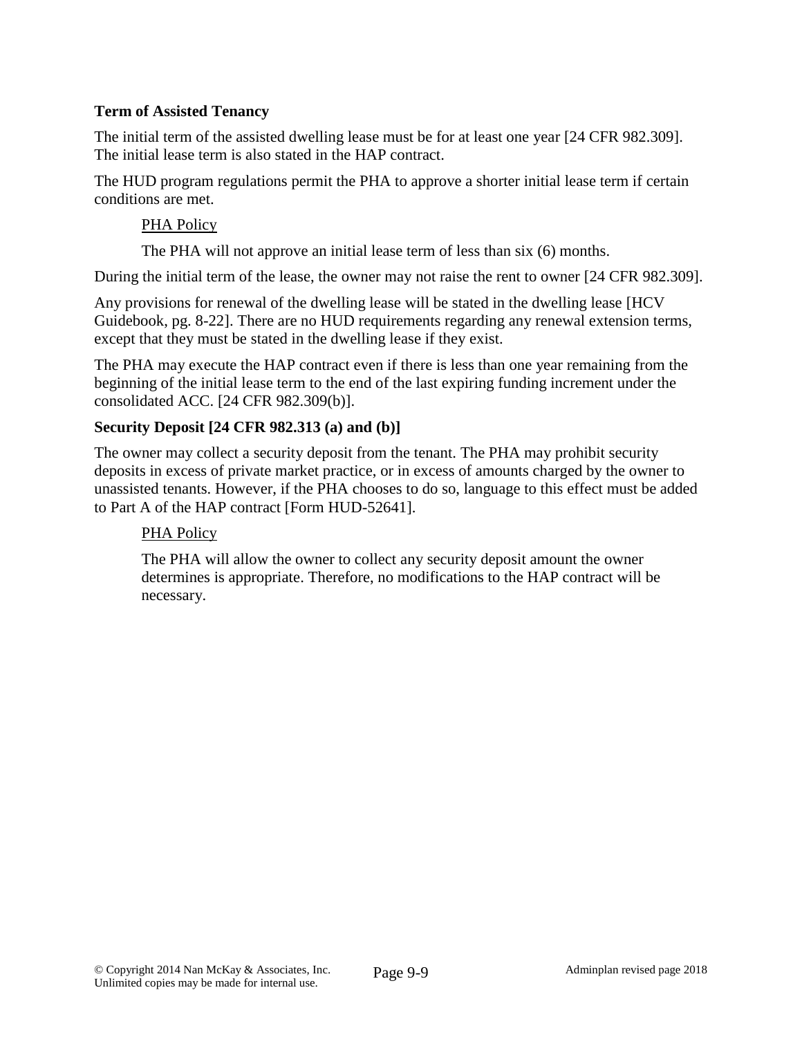**Term of Assisted Tenancy**

The initial term of the assisted dwelling lease must be for at least one year [24 CFR 982.309]. The initial lease term is also stated in the HAP contract.

The HUD program regulations permit the PHA to approve a shorter initial lease term if certain conditions are met.

> <u>PHA Policy</u>
>
> The PHA will not approve an initial lease term of less than six (6) months.

During the initial term of the lease, the owner may not raise the rent to owner [24 CFR 982.309].

Any provisions for renewal of the dwelling lease will be stated in the dwelling lease [HCV Guidebook, pg. 8-22]. There are no HUD requirements regarding any renewal extension terms, except that they must be stated in the dwelling lease if they exist.

The PHA may execute the HAP contract even if there is less than one year remaining from the beginning of the initial lease term to the end of the last expiring funding increment under the consolidated ACC. [24 CFR 982.309(b)].

**Security Deposit [24 CFR 982.313 (a) and (b)]**

The owner may collect a security deposit from the tenant. The PHA may prohibit security deposits in excess of private market practice, or in excess of amounts charged by the owner to unassisted tenants. However, if the PHA chooses to do so, language to this effect must be added to Part A of the HAP contract [Form HUD-52641].

> <u>PHA Policy</u>
>
> The PHA will allow the owner to collect any security deposit amount the owner determines is appropriate. Therefore, no modifications to the HAP contract will be necessary.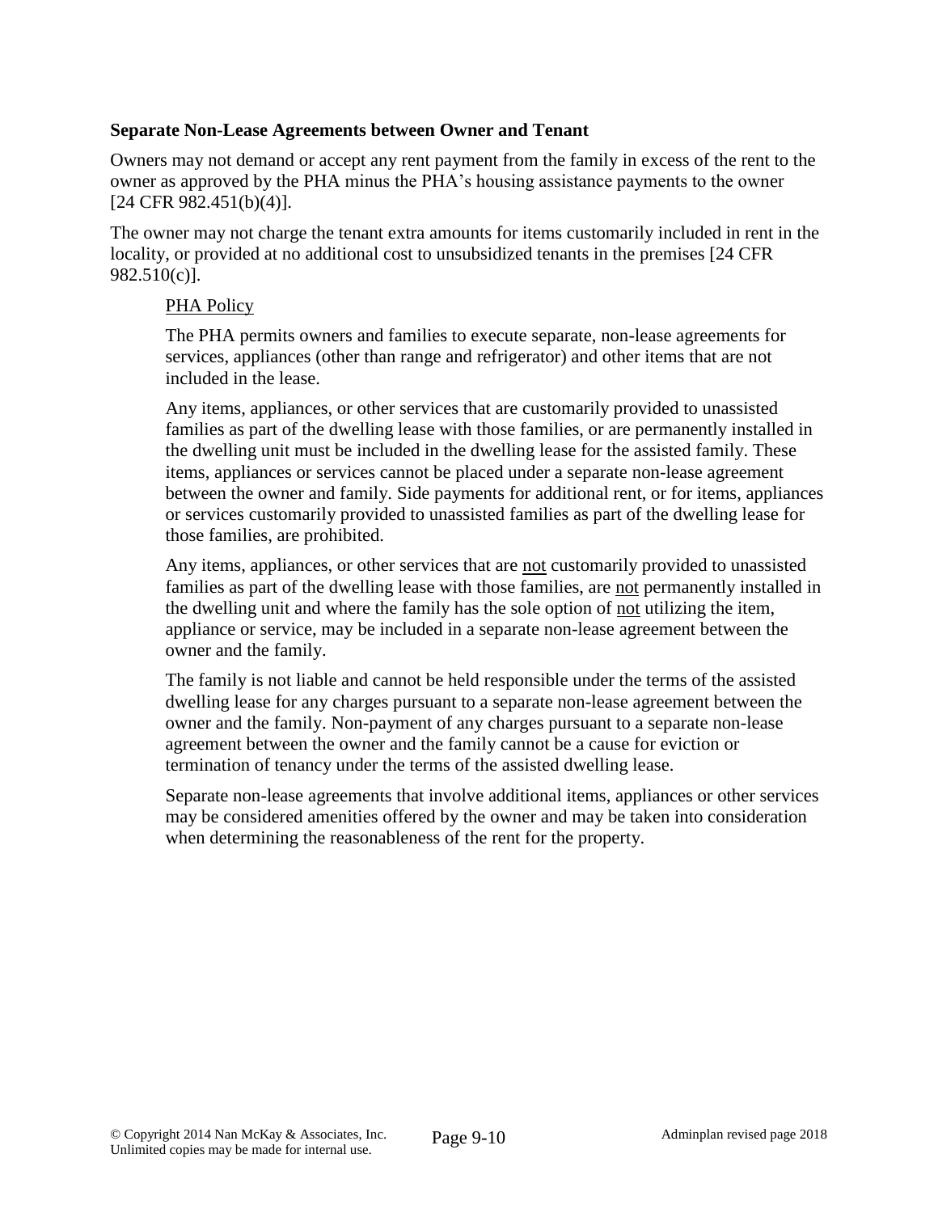### Separate Non-Lease Agreements between Owner and Tenant

Owners may not demand or accept any rent payment from the family in excess of the rent to the owner as approved by the PHA minus the PHA's housing assistance payments to the owner [24 CFR 982.451(b)(4)].

The owner may not charge the tenant extra amounts for items customarily included in rent in the locality, or provided at no additional cost to unsubsidized tenants in the premises [24 CFR 982.510(c)].

<u>PHA Policy</u>

The PHA permits owners and families to execute separate, non-lease agreements for services, appliances (other than range and refrigerator) and other items that are not included in the lease.

Any items, appliances, or other services that are customarily provided to unassisted families as part of the dwelling lease with those families, or are permanently installed in the dwelling unit must be included in the dwelling lease for the assisted family. These items, appliances or services cannot be placed under a separate non-lease agreement between the owner and family. Side payments for additional rent, or for items, appliances or services customarily provided to unassisted families as part of the dwelling lease for those families, are prohibited.

Any items, appliances, or other services that are <u>not</u> customarily provided to unassisted families as part of the dwelling lease with those families, are <u>not</u> permanently installed in the dwelling unit and where the family has the sole option of <u>not</u> utilizing the item, appliance or service, may be included in a separate non-lease agreement between the owner and the family.

The family is not liable and cannot be held responsible under the terms of the assisted dwelling lease for any charges pursuant to a separate non-lease agreement between the owner and the family. Non-payment of any charges pursuant to a separate non-lease agreement between the owner and the family cannot be a cause for eviction or termination of tenancy under the terms of the assisted dwelling lease.

Separate non-lease agreements that involve additional items, appliances or other services may be considered amenities offered by the owner and may be taken into consideration when determining the reasonableness of the rent for the property.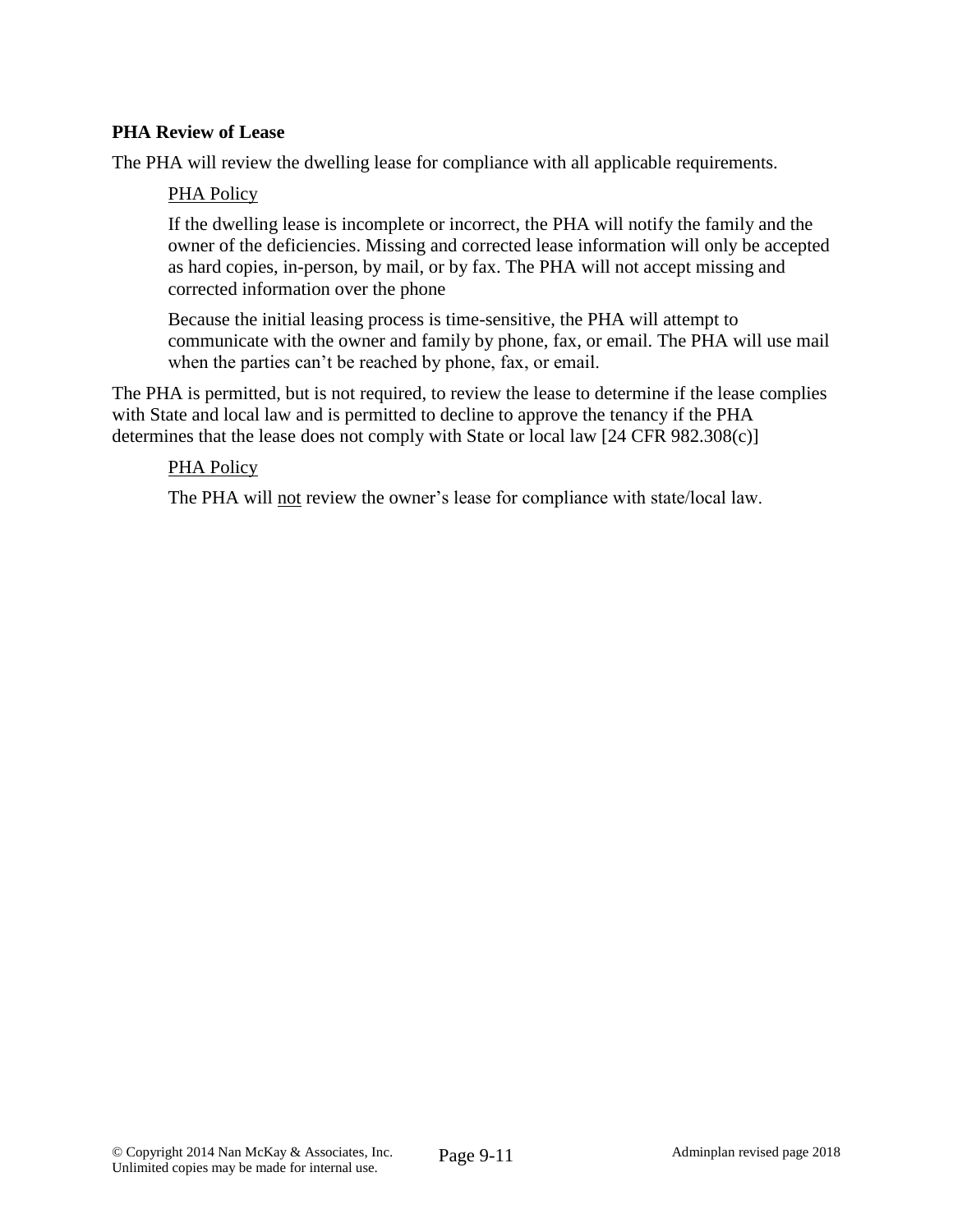**PHA Review of Lease**

The PHA will review the dwelling lease for compliance with all applicable requirements.

> <u>PHA Policy</u>
>
> If the dwelling lease is incomplete or incorrect, the PHA will notify the family and the owner of the deficiencies. Missing and corrected lease information will only be accepted as hard copies, in-person, by mail, or by fax. The PHA will not accept missing and corrected information over the phone
>
> Because the initial leasing process is time-sensitive, the PHA will attempt to communicate with the owner and family by phone, fax, or email. The PHA will use mail when the parties can't be reached by phone, fax, or email.

The PHA is permitted, but is not required, to review the lease to determine if the lease complies with State and local law and is permitted to decline to approve the tenancy if the PHA determines that the lease does not comply with State or local law [24 CFR 982.308(c)]

> <u>PHA Policy</u>
>
> The PHA will <u>not</u> review the owner's lease for compliance with state/local law.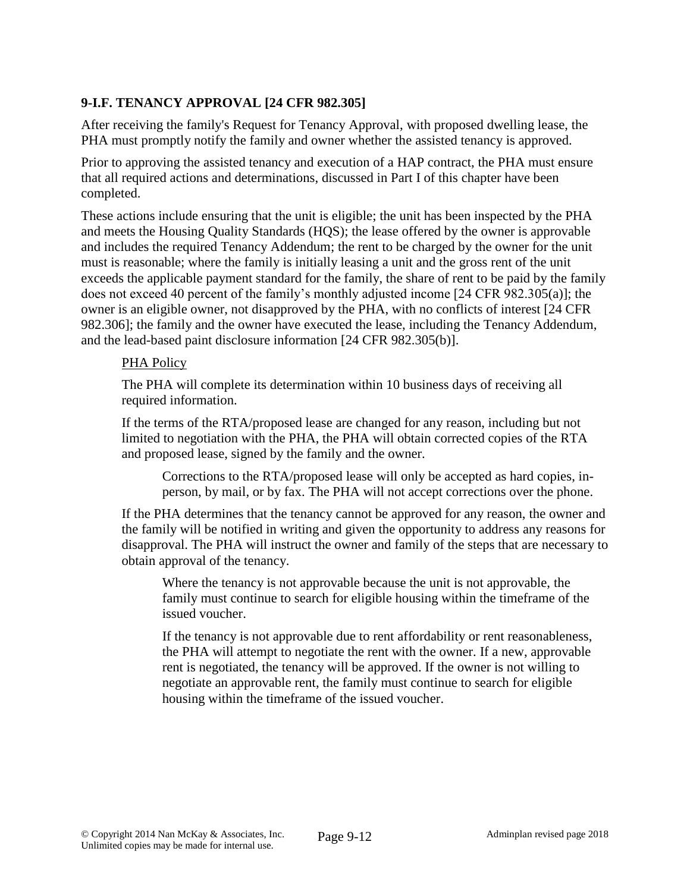## 9-I.F. TENANCY APPROVAL [24 CFR 982.305]

After receiving the family's Request for Tenancy Approval, with proposed dwelling lease, the PHA must promptly notify the family and owner whether the assisted tenancy is approved.

Prior to approving the assisted tenancy and execution of a HAP contract, the PHA must ensure that all required actions and determinations, discussed in Part I of this chapter have been completed.

These actions include ensuring that the unit is eligible; the unit has been inspected by the PHA and meets the Housing Quality Standards (HQS); the lease offered by the owner is approvable and includes the required Tenancy Addendum; the rent to be charged by the owner for the unit must is reasonable; where the family is initially leasing a unit and the gross rent of the unit exceeds the applicable payment standard for the family, the share of rent to be paid by the family does not exceed 40 percent of the family's monthly adjusted income [24 CFR 982.305(a)]; the owner is an eligible owner, not disapproved by the PHA, with no conflicts of interest [24 CFR 982.306]; the family and the owner have executed the lease, including the Tenancy Addendum, and the lead-based paint disclosure information [24 CFR 982.305(b)].

> PHA Policy
>
> The PHA will complete its determination within 10 business days of receiving all required information.
>
> If the terms of the RTA/proposed lease are changed for any reason, including but not limited to negotiation with the PHA, the PHA will obtain corrected copies of the RTA and proposed lease, signed by the family and the owner.
>
> > Corrections to the RTA/proposed lease will only be accepted as hard copies, in-person, by mail, or by fax. The PHA will not accept corrections over the phone.
>
> If the PHA determines that the tenancy cannot be approved for any reason, the owner and the family will be notified in writing and given the opportunity to address any reasons for disapproval. The PHA will instruct the owner and family of the steps that are necessary to obtain approval of the tenancy.
>
> > Where the tenancy is not approvable because the unit is not approvable, the family must continue to search for eligible housing within the timeframe of the issued voucher.
> >
> > If the tenancy is not approvable due to rent affordability or rent reasonableness, the PHA will attempt to negotiate the rent with the owner. If a new, approvable rent is negotiated, the tenancy will be approved. If the owner is not willing to negotiate an approvable rent, the family must continue to search for eligible housing within the timeframe of the issued voucher.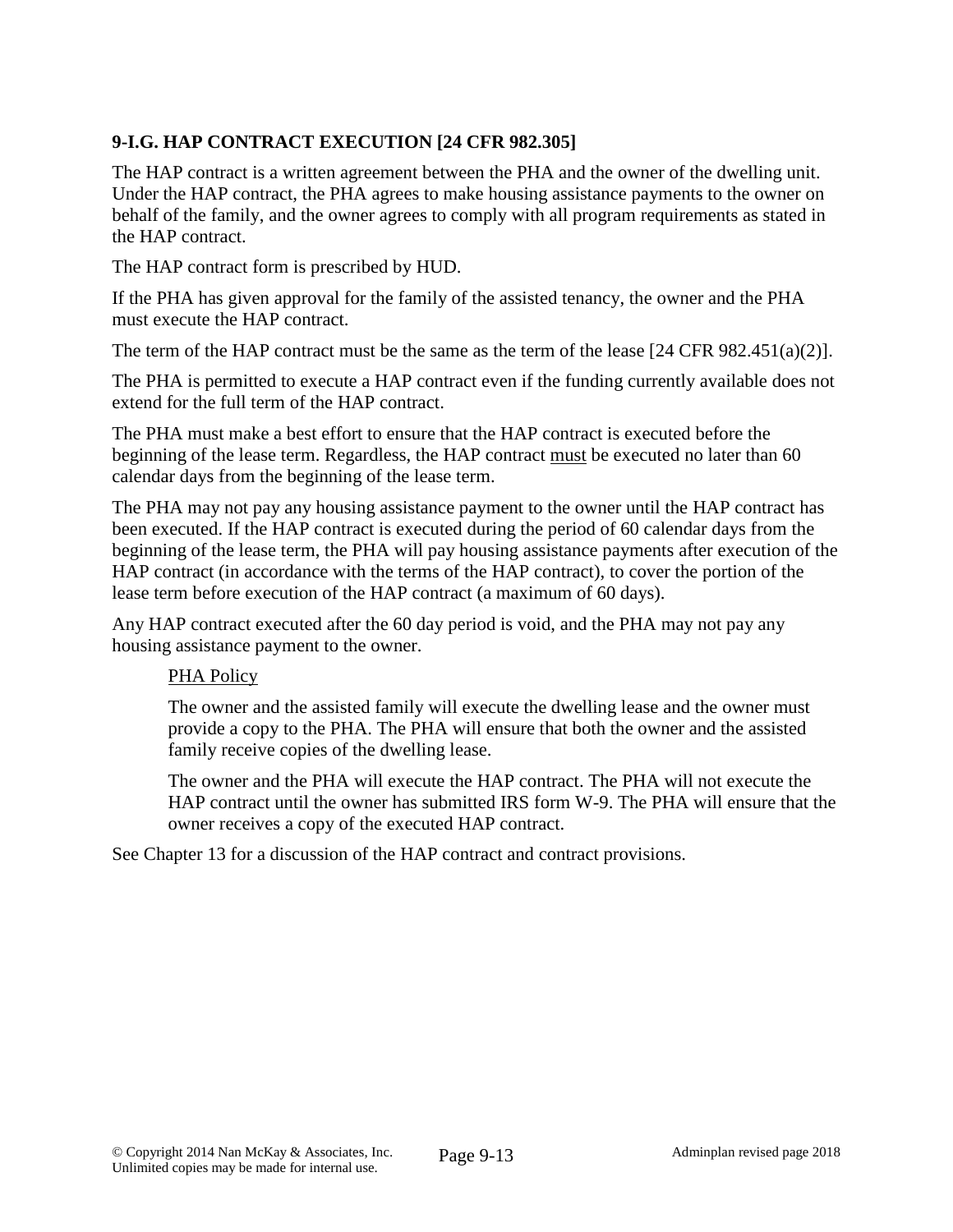### 9-I.G. HAP CONTRACT EXECUTION [24 CFR 982.305]

The HAP contract is a written agreement between the PHA and the owner of the dwelling unit. Under the HAP contract, the PHA agrees to make housing assistance payments to the owner on behalf of the family, and the owner agrees to comply with all program requirements as stated in the HAP contract.

The HAP contract form is prescribed by HUD.

If the PHA has given approval for the family of the assisted tenancy, the owner and the PHA must execute the HAP contract.

The term of the HAP contract must be the same as the term of the lease [24 CFR 982.451(a)(2)].

The PHA is permitted to execute a HAP contract even if the funding currently available does not extend for the full term of the HAP contract.

The PHA must make a best effort to ensure that the HAP contract is executed before the beginning of the lease term. Regardless, the HAP contract must be executed no later than 60 calendar days from the beginning of the lease term.

The PHA may not pay any housing assistance payment to the owner until the HAP contract has been executed. If the HAP contract is executed during the period of 60 calendar days from the beginning of the lease term, the PHA will pay housing assistance payments after execution of the HAP contract (in accordance with the terms of the HAP contract), to cover the portion of the lease term before execution of the HAP contract (a maximum of 60 days).

Any HAP contract executed after the 60 day period is void, and the PHA may not pay any housing assistance payment to the owner.

> PHA Policy
>
> The owner and the assisted family will execute the dwelling lease and the owner must provide a copy to the PHA. The PHA will ensure that both the owner and the assisted family receive copies of the dwelling lease.
>
> The owner and the PHA will execute the HAP contract. The PHA will not execute the HAP contract until the owner has submitted IRS form W-9. The PHA will ensure that the owner receives a copy of the executed HAP contract.

See Chapter 13 for a discussion of the HAP contract and contract provisions.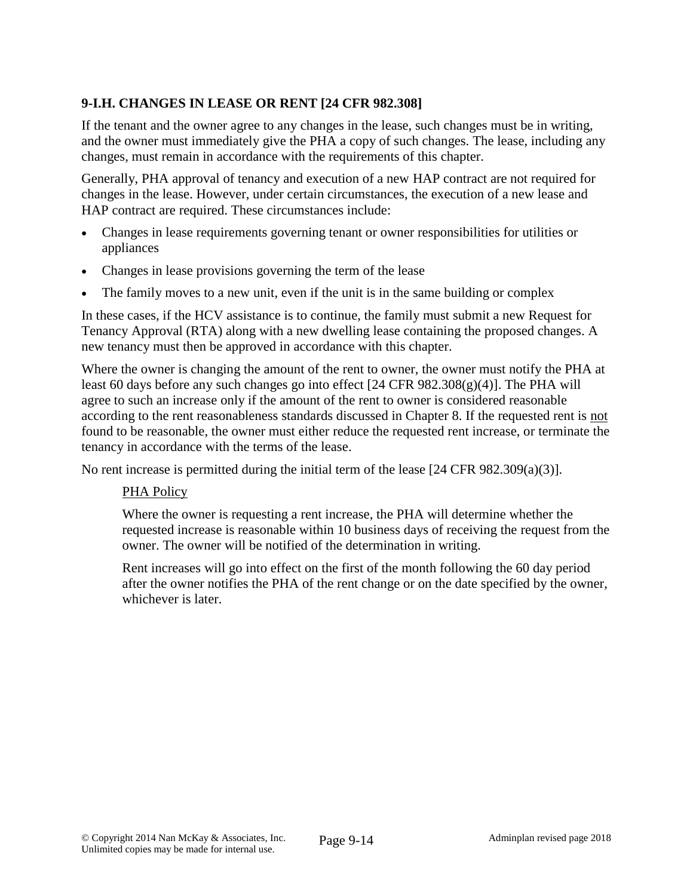### 9-I.H. CHANGES IN LEASE OR RENT [24 CFR 982.308]

If the tenant and the owner agree to any changes in the lease, such changes must be in writing, and the owner must immediately give the PHA a copy of such changes. The lease, including any changes, must remain in accordance with the requirements of this chapter.

Generally, PHA approval of tenancy and execution of a new HAP contract are not required for changes in the lease. However, under certain circumstances, the execution of a new lease and HAP contract are required. These circumstances include:

- Changes in lease requirements governing tenant or owner responsibilities for utilities or appliances
- Changes in lease provisions governing the term of the lease
- The family moves to a new unit, even if the unit is in the same building or complex

In these cases, if the HCV assistance is to continue, the family must submit a new Request for Tenancy Approval (RTA) along with a new dwelling lease containing the proposed changes. A new tenancy must then be approved in accordance with this chapter.

Where the owner is changing the amount of the rent to owner, the owner must notify the PHA at least 60 days before any such changes go into effect [24 CFR 982.308(g)(4)]. The PHA will agree to such an increase only if the amount of the rent to owner is considered reasonable according to the rent reasonableness standards discussed in Chapter 8. If the requested rent is not found to be reasonable, the owner must either reduce the requested rent increase, or terminate the tenancy in accordance with the terms of the lease.

No rent increase is permitted during the initial term of the lease [24 CFR 982.309(a)(3)].

PHA Policy

Where the owner is requesting a rent increase, the PHA will determine whether the requested increase is reasonable within 10 business days of receiving the request from the owner. The owner will be notified of the determination in writing.

Rent increases will go into effect on the first of the month following the 60 day period after the owner notifies the PHA of the rent change or on the date specified by the owner, whichever is later.